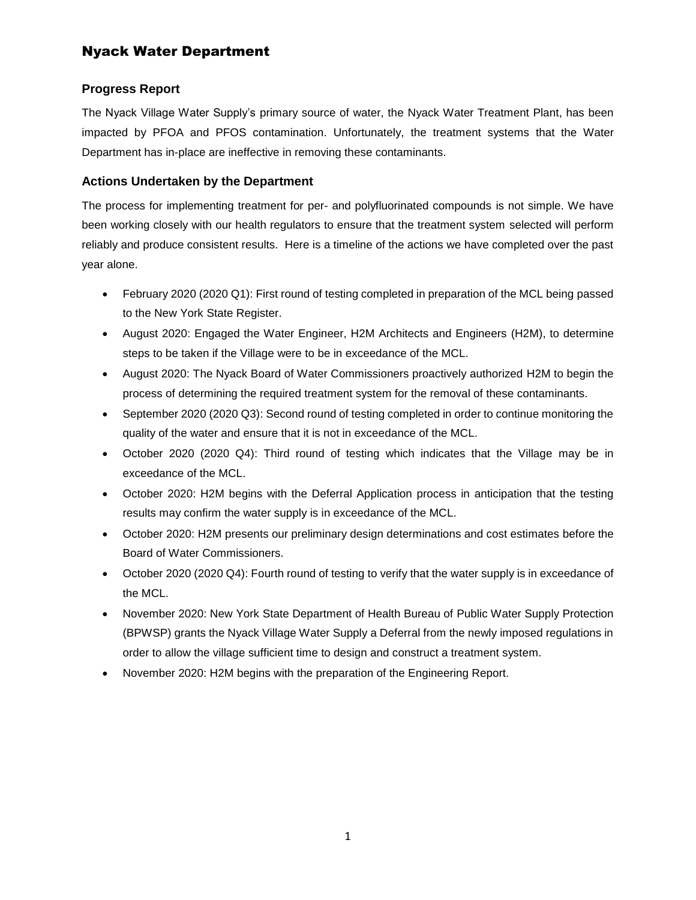# Nyack Water Department

## Progress Report

The Nyack Village Water Supply's primary source of water, the Nyack Water Treatment Plant, has been impacted by PFOA and PFOS contamination. Unfortunately, the treatment systems that the Water Department has in-place are ineffective in removing these contaminants.

## Actions Undertaken by the Department

The process for implementing treatment for per- and polyfluorinated compounds is not simple. We have been working closely with our health regulators to ensure that the treatment system selected will perform reliably and produce consistent results. Here is a timeline of the actions we have completed over the past year alone.

- February 2020 (2020 Q1): First round of testing completed in preparation of the MCL being passed to the New York State Register.
- August 2020: Engaged the Water Engineer, H2M Architects and Engineers (H2M), to determine steps to be taken if the Village were to be in exceedance of the MCL.
- August 2020: The Nyack Board of Water Commissioners proactively authorized H2M to begin the process of determining the required treatment system for the removal of these contaminants.
- September 2020 (2020 Q3): Second round of testing completed in order to continue monitoring the quality of the water and ensure that it is not in exceedance of the MCL.
- October 2020 (2020 Q4): Third round of testing which indicates that the Village may be in exceedance of the MCL.
- October 2020: H2M begins with the Deferral Application process in anticipation that the testing results may confirm the water supply is in exceedance of the MCL.
- October 2020: H2M presents our preliminary design determinations and cost estimates before the Board of Water Commissioners.
- October 2020 (2020 Q4): Fourth round of testing to verify that the water supply is in exceedance of the MCL.
- November 2020: New York State Department of Health Bureau of Public Water Supply Protection (BPWSP) grants the Nyack Village Water Supply a Deferral from the newly imposed regulations in order to allow the village sufficient time to design and construct a treatment system.
- November 2020: H2M begins with the preparation of the Engineering Report.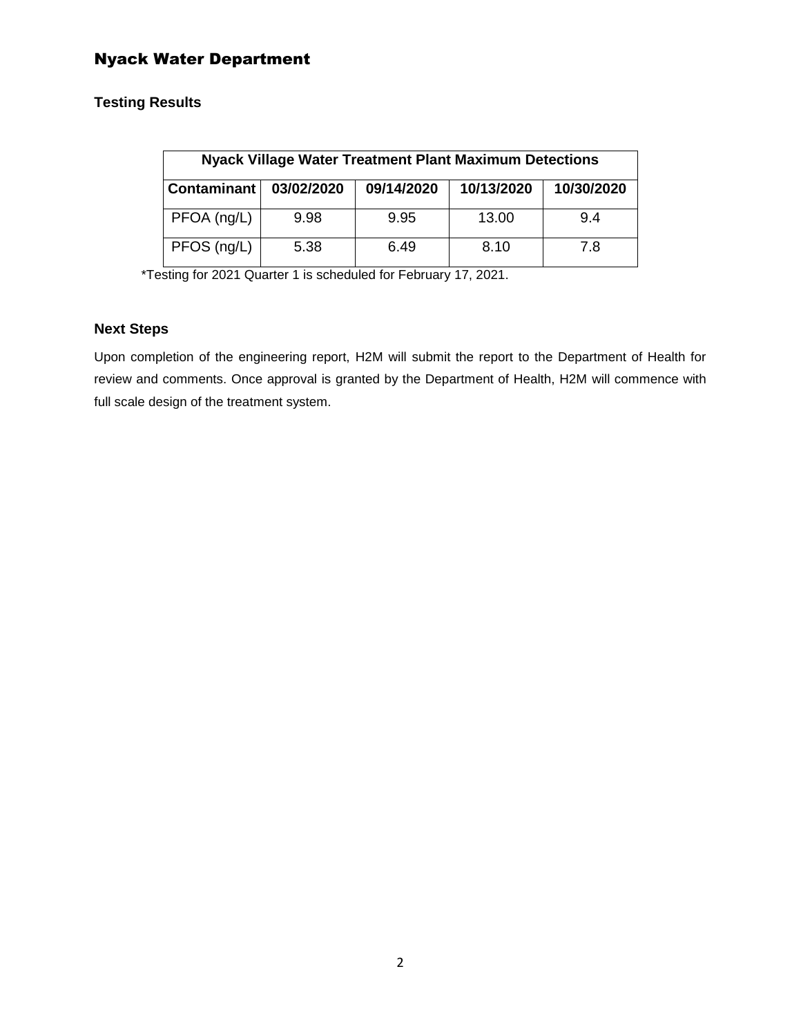## Nyack Water Department

### Testing Results

| Nyack Village Water Treatment Plant Maximum Detections | | | | |
|---|---|---|---|---|
| **Contaminant** | **03/02/2020** | **09/14/2020** | **10/13/2020** | **10/30/2020** |
| PFOA (ng/L) | 9.98 | 9.95 | 13.00 | 9.4 |
| PFOS (ng/L) | 5.38 | 6.49 | 8.10 | 7.8 |

*Testing for 2021 Quarter 1 is scheduled for February 17, 2021.

### Next Steps

Upon completion of the engineering report, H2M will submit the report to the Department of Health for review and comments. Once approval is granted by the Department of Health, H2M will commence with full scale design of the treatment system.